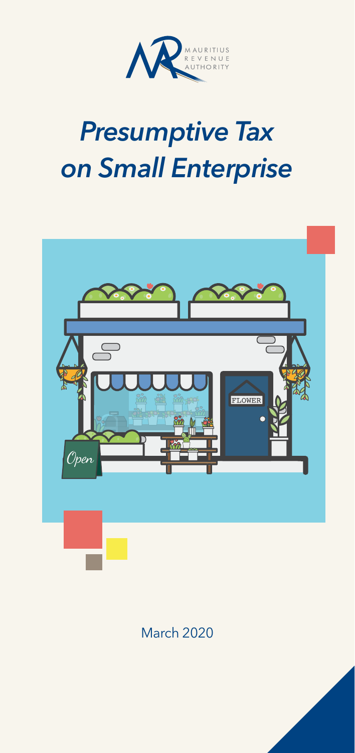MAURITIUS REVENUE AUTHORITY

# *Presumptive Tax on Small Enterprise*

March 2020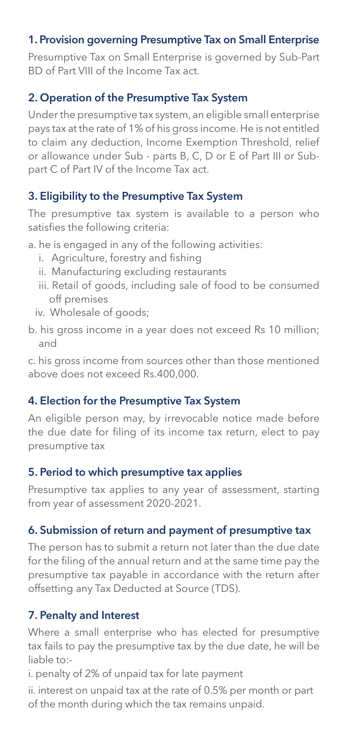### 1. Provision governing Presumptive Tax on Small Enterprise

Presumptive Tax on Small Enterprise is governed by Sub-Part BD of Part VIII of the Income Tax act.

### 2. Operation of the Presumptive Tax System

Under the presumptive tax system, an eligible small enterprise pays tax at the rate of 1% of his gross income. He is not entitled to claim any deduction, Income Exemption Threshold, relief or allowance under Sub - parts B, C, D or E of Part III or Sub-part C of Part IV of the Income Tax act.

### 3. Eligibility to the Presumptive Tax System

The presumptive tax system is available to a person who satisfies the following criteria:

a. he is engaged in any of the following activities:

   i. Agriculture, forestry and fishing
   ii. Manufacturing excluding restaurants
   iii. Retail of goods, including sale of food to be consumed off premises
   iv. Wholesale of goods;

b. his gross income in a year does not exceed Rs 10 million; and

c. his gross income from sources other than those mentioned above does not exceed Rs.400,000.

### 4. Election for the Presumptive Tax System

An eligible person may, by irrevocable notice made before the due date for filing of its income tax return, elect to pay presumptive tax

### 5. Period to which presumptive tax applies

Presumptive tax applies to any year of assessment, starting from year of assessment 2020-2021.

### 6. Submission of return and payment of presumptive tax

The person has to submit a return not later than the due date for the filing of the annual return and at the same time pay the presumptive tax payable in accordance with the return after offsetting any Tax Deducted at Source (TDS).

### 7. Penalty and Interest

Where a small enterprise who has elected for presumptive tax fails to pay the presumptive tax by the due date, he will be liable to:-

i. penalty of 2% of unpaid tax for late payment

ii. interest on unpaid tax at the rate of 0.5% per month or part of the month during which the tax remains unpaid.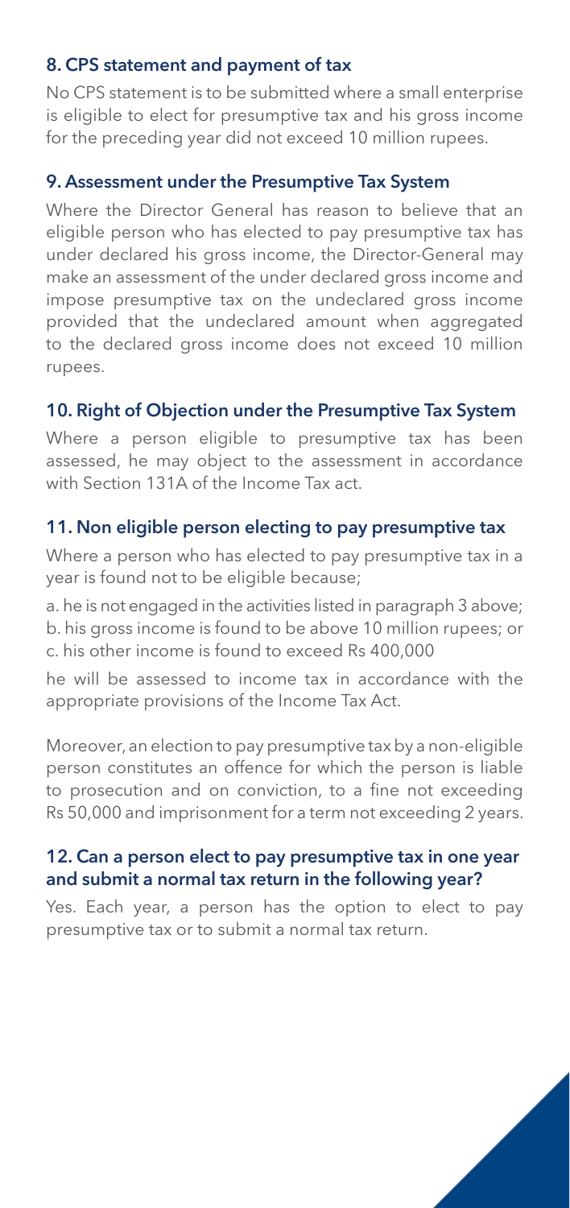### 8. CPS statement and payment of tax

No CPS statement is to be submitted where a small enterprise is eligible to elect for presumptive tax and his gross income for the preceding year did not exceed 10 million rupees.

### 9. Assessment under the Presumptive Tax System

Where the Director General has reason to believe that an eligible person who has elected to pay presumptive tax has under declared his gross income, the Director-General may make an assessment of the under declared gross income and impose presumptive tax on the undeclared gross income provided that the undeclared amount when aggregated to the declared gross income does not exceed 10 million rupees.

### 10. Right of Objection under the Presumptive Tax System

Where a person eligible to presumptive tax has been assessed, he may object to the assessment in accordance with Section 131A of the Income Tax act.

### 11. Non eligible person electing to pay presumptive tax

Where a person who has elected to pay presumptive tax in a year is found not to be eligible because;

a. he is not engaged in the activities listed in paragraph 3 above;
b. his gross income is found to be above 10 million rupees; or
c. his other income is found to exceed Rs 400,000

he will be assessed to income tax in accordance with the appropriate provisions of the Income Tax Act.

Moreover, an election to pay presumptive tax by a non-eligible person constitutes an offence for which the person is liable to prosecution and on conviction, to a fine not exceeding Rs 50,000 and imprisonment for a term not exceeding 2 years.

### 12. Can a person elect to pay presumptive tax in one year and submit a normal tax return in the following year?

Yes. Each year, a person has the option to elect to pay presumptive tax or to submit a normal tax return.